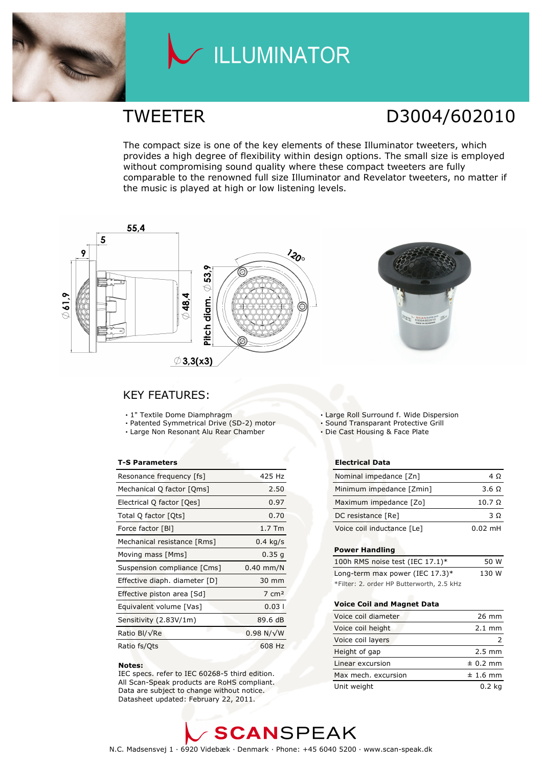# ILLUMINATOR

## TWEETER

## D3004/602010

The compact size is one of the key elements of these Illuminator tweeters, which provides a high degree of flexibility within design options. The small size is employed without compromising sound quality where these compact tweeters are fully comparable to the renowned full size Illuminator and Revelator tweeters, no matter if the music is played at high or low listening levels.

## KEY FEATURES:

- 1" Textile Dome Diamphragm
- Patented Symmetrical Drive (SD-2) motor
- Large Non Resonant Alu Rear Chamber
- Large Roll Surround f. Wide Dispersion
- Sound Transparant Protective Grill
- Die Cast Housing & Face Plate

| T-S Parameters | |
|---|---|
| Resonance frequency [fs] | 425 Hz |
| Mechanical Q factor [Qms] | 2.50 |
| Electrical Q factor [Qes] | 0.97 |
| Total Q factor [Qts] | 0.70 |
| Force factor [Bl] | 1.7 Tm |
| Mechanical resistance [Rms] | 0.4 kg/s |
| Moving mass [Mms] | 0.35 g |
| Suspension compliance [Cms] | 0.40 mm/N |
| Effective diaph. diameter [D] | 30 mm |
| Effective piston area [Sd] | 7 cm² |
| Equivalent volume [Vas] | 0.03 l |
| Sensitivity (2.83V/1m) | 89.6 dB |
| Ratio Bl/√Re | 0.98 N/√W |
| Ratio fs/Qts | 608 Hz |

**Notes:**
IEC specs. refer to IEC 60268-5 third edition.
All Scan-Speak products are RoHS compliant.
Data are subject to change without notice.
Datasheet updated: February 22, 2011.

| Electrical Data | |
|---|---|
| Nominal impedance [Zn] | 4 Ω |
| Minimum impedance [Zmin] | 3.6 Ω |
| Maximum impedance [Zo] | 10.7 Ω |
| DC resistance [Re] | 3 Ω |
| Voice coil inductance [Le] | 0.02 mH |

| Power Handling | |
|---|---|
| 100h RMS noise test (IEC 17.1)* | 50 W |
| Long-term max power (IEC 17.3)* | 130 W |

*Filter: 2. order HP Butterworth, 2.5 kHz

| Voice Coil and Magnet Data | |
|---|---|
| Voice coil diameter | 26 mm |
| Voice coil height | 2.1 mm |
| Voice coil layers | 2 |
| Height of gap | 2.5 mm |
| Linear excursion | ± 0.2 mm |
| Max mech. excursion | ± 1.6 mm |
| Unit weight | 0.2 kg |

SCANSPEAK

N.C. Madsensvej 1 · 6920 Videbæk · Denmark · Phone: +45 6040 5200 · www.scan-speak.dk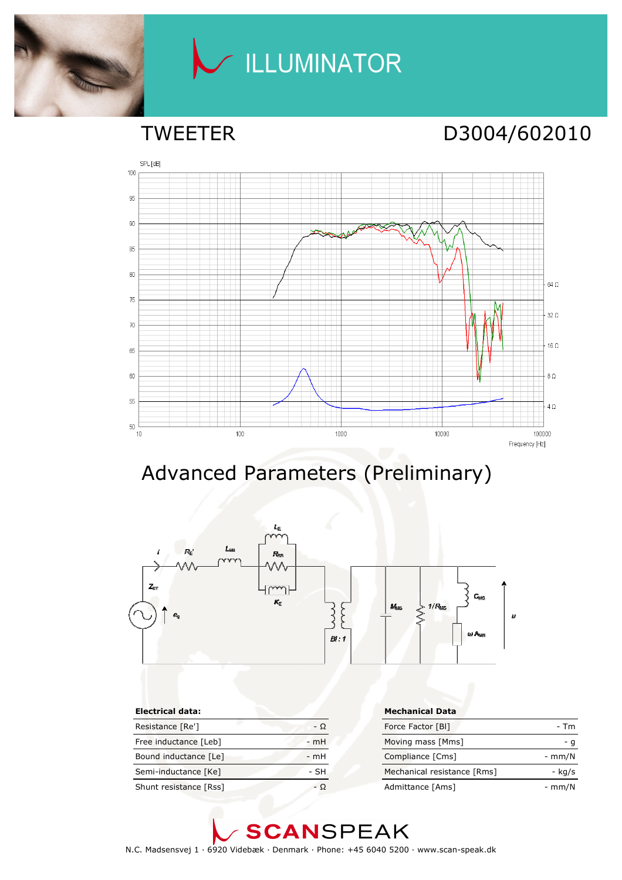# ILLUMINATOR

## TWEETER

## D3004/602010

SPL [dB]

100
95
90
85
80
75
70
65
60
55
50

64 Ω
32 Ω
16 Ω
8 Ω
4 Ω

10
100
1000
10000
100000

Frequency [Hz]

## Advanced Parameters (Preliminary)

$R_E'$
$L_{eb}$
$L_E$
$R_{SS}$
$K_E$
$i$
$Z_{ET}$
$e_g$
$Bl : 1$
$M_{MS}$
$1/R_{MS}$
$C_{MS}$
$\omega A_{MS}$
$u$

| Electrical data: | |
|---|---|
| Resistance [Re'] | - Ω |
| Free inductance [Leb] | - mH |
| Bound inductance [Le] | - mH |
| Semi-inductance [Ke] | - SH |
| Shunt resistance [Rss] | - Ω |

| Mechanical Data | |
|---|---|
| Force Factor [Bl] | - Tm |
| Moving mass [Mms] | - g |
| Compliance [Cms] | - mm/N |
| Mechanical resistance [Rms] | - kg/s |
| Admittance [Ams] | - mm/N |

SCANSPEAK

N.C. Madsensvej 1 · 6920 Videbæk · Denmark · Phone: +45 6040 5200 · www.scan-speak.dk